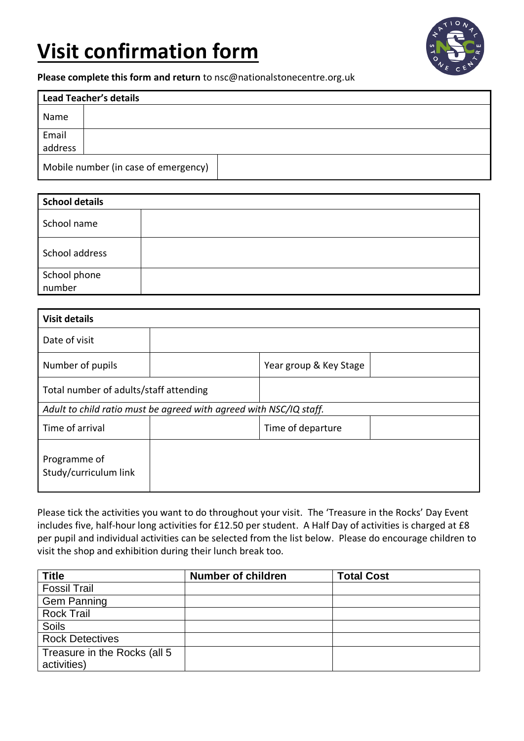# Visit confirmation form

**Please complete this form and return** to nsc@nationalstonecentre.org.uk

| **Lead Teacher's details** | |
|---|---|
| Name | |
| Email address | |
| Mobile number (in case of emergency) | |

| **School details** | |
|---|---|
| School name | |
| School address | |
| School phone number | |

| **Visit details** | | | |
|---|---|---|---|
| Date of visit | | | |
| Number of pupils | | Year group & Key Stage | |
| Total number of adults/staff attending | | | |
| *Adult to child ratio must be agreed with agreed with NSC/IQ staff.* | | | |
| Time of arrival | | Time of departure | |
| Programme of Study/curriculum link | | | |

Please tick the activities you want to do throughout your visit. The 'Treasure in the Rocks' Day Event includes five, half-hour long activities for £12.50 per student. A Half Day of activities is charged at £8 per pupil and individual activities can be selected from the list below. Please do encourage children to visit the shop and exhibition during their lunch break too.

| **Title** | **Number of children** | **Total Cost** |
|---|---|---|
| Fossil Trail | | |
| Gem Panning | | |
| Rock Trail | | |
| Soils | | |
| Rock Detectives | | |
| Treasure in the Rocks (all 5 activities) | | |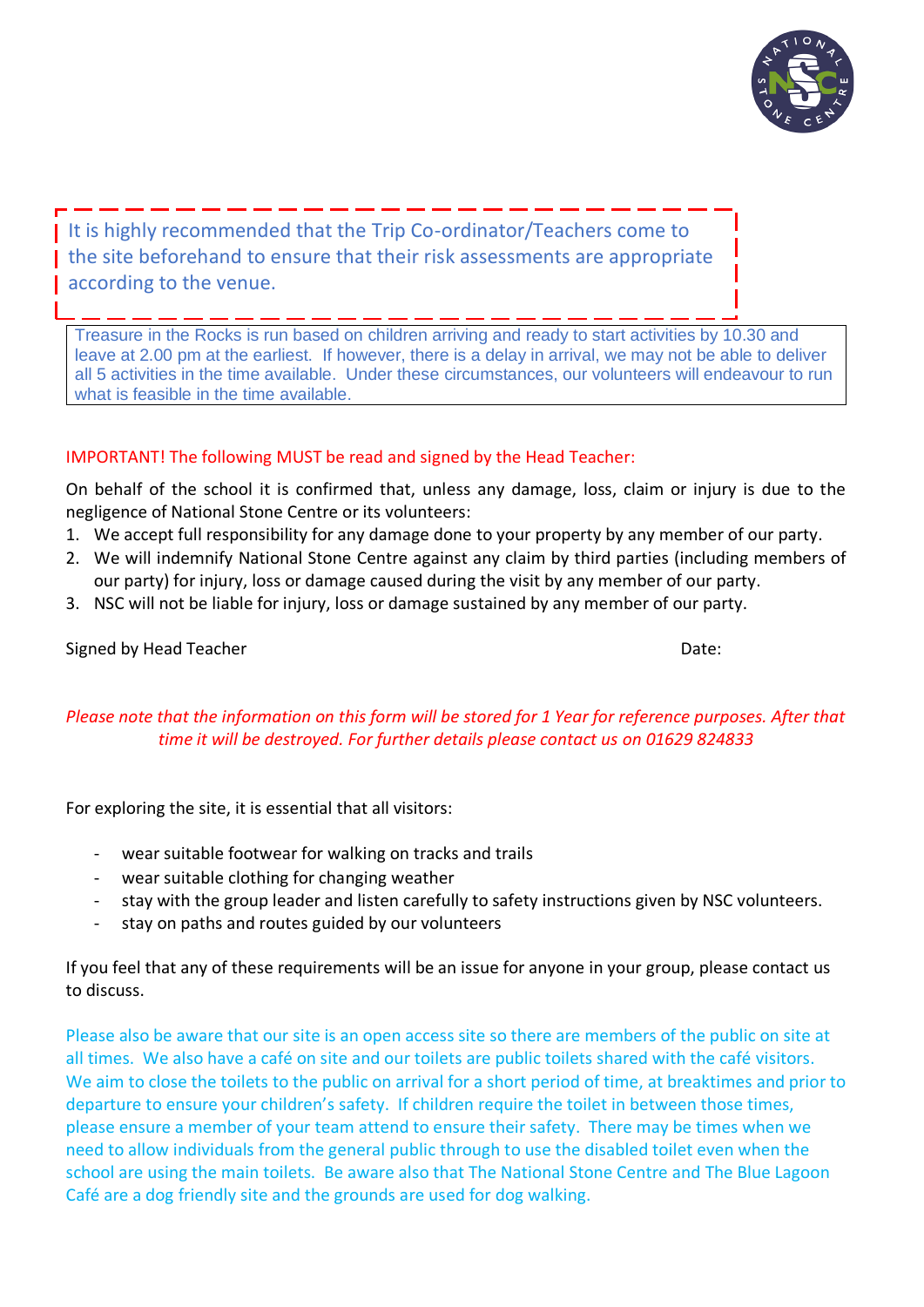It is highly recommended that the Trip Co-ordinator/Teachers come to the site beforehand to ensure that their risk assessments are appropriate according to the venue.

Treasure in the Rocks is run based on children arriving and ready to start activities by 10.30 and leave at 2.00 pm at the earliest. If however, there is a delay in arrival, we may not be able to deliver all 5 activities in the time available. Under these circumstances, our volunteers will endeavour to run what is feasible in the time available.

IMPORTANT! The following MUST be read and signed by the Head Teacher:

On behalf of the school it is confirmed that, unless any damage, loss, claim or injury is due to the negligence of National Stone Centre or its volunteers:

1. We accept full responsibility for any damage done to your property by any member of our party.
2. We will indemnify National Stone Centre against any claim by third parties (including members of our party) for injury, loss or damage caused during the visit by any member of our party.
3. NSC will not be liable for injury, loss or damage sustained by any member of our party.

Signed by Head Teacher Date:

*Please note that the information on this form will be stored for 1 Year for reference purposes. After that time it will be destroyed. For further details please contact us on 01629 824833*

For exploring the site, it is essential that all visitors:

- wear suitable footwear for walking on tracks and trails
- wear suitable clothing for changing weather
- stay with the group leader and listen carefully to safety instructions given by NSC volunteers.
- stay on paths and routes guided by our volunteers

If you feel that any of these requirements will be an issue for anyone in your group, please contact us to discuss.

Please also be aware that our site is an open access site so there are members of the public on site at all times. We also have a café on site and our toilets are public toilets shared with the café visitors. We aim to close the toilets to the public on arrival for a short period of time, at breaktimes and prior to departure to ensure your children's safety. If children require the toilet in between those times, please ensure a member of your team attend to ensure their safety. There may be times when we need to allow individuals from the general public through to use the disabled toilet even when the school are using the main toilets. Be aware also that The National Stone Centre and The Blue Lagoon Café are a dog friendly site and the grounds are used for dog walking.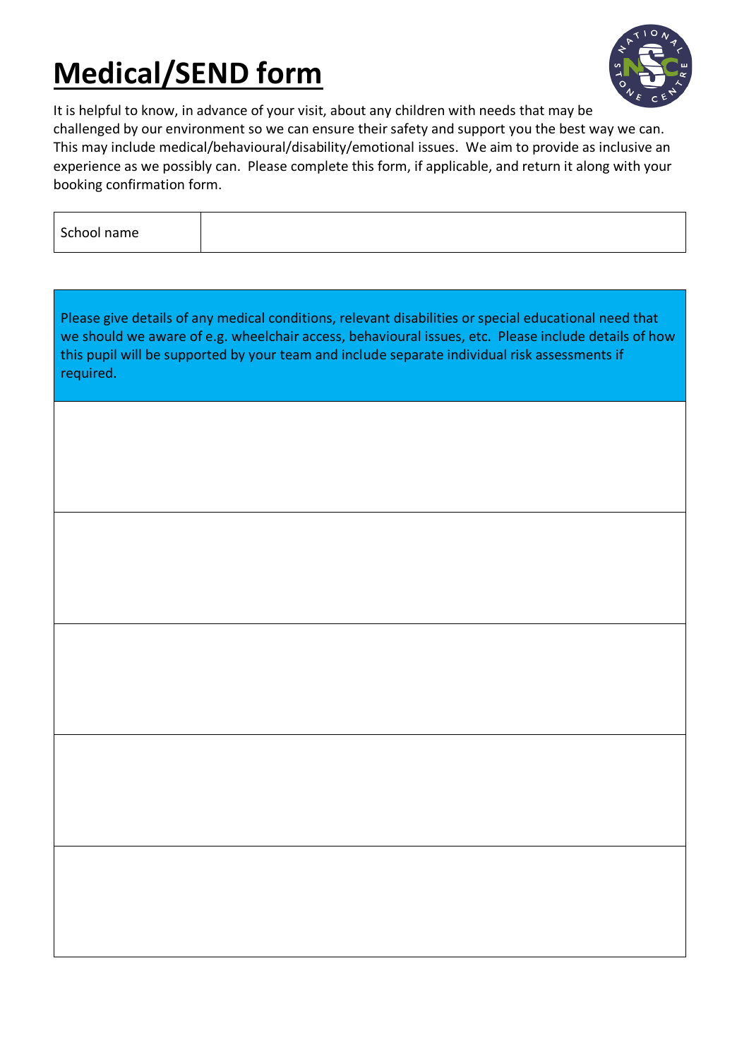# Medical/SEND form

It is helpful to know, in advance of your visit, about any children with needs that may be challenged by our environment so we can ensure their safety and support you the best way we can. This may include medical/behavioural/disability/emotional issues. We aim to provide as inclusive an experience as we possibly can. Please complete this form, if applicable, and return it along with your booking confirmation form.

| School name | |
|---|---|

| Please give details of any medical conditions, relevant disabilities or special educational need that we should we aware of e.g. wheelchair access, behavioural issues, etc. Please include details of how this pupil will be supported by your team and include separate individual risk assessments if required. |
|---|
| |
| |
| |
| |
| |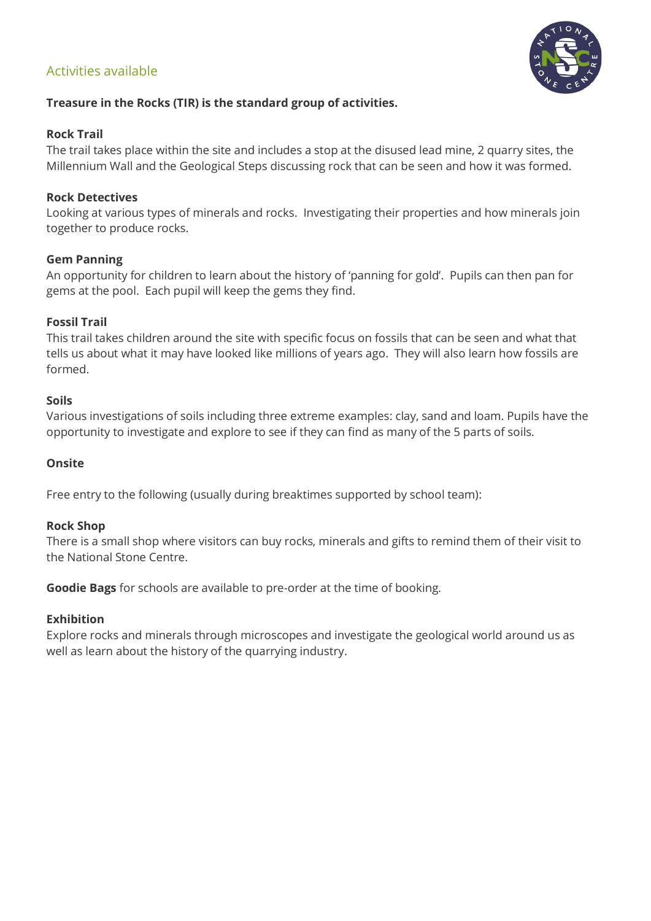## Activities available

**Treasure in the Rocks (TIR) is the standard group of activities.**

**Rock Trail**
The trail takes place within the site and includes a stop at the disused lead mine, 2 quarry sites, the Millennium Wall and the Geological Steps discussing rock that can be seen and how it was formed.

**Rock Detectives**
Looking at various types of minerals and rocks. Investigating their properties and how minerals join together to produce rocks.

**Gem Panning**
An opportunity for children to learn about the history of 'panning for gold'. Pupils can then pan for gems at the pool. Each pupil will keep the gems they find.

**Fossil Trail**
This trail takes children around the site with specific focus on fossils that can be seen and what that tells us about what it may have looked like millions of years ago. They will also learn how fossils are formed.

**Soils**
Various investigations of soils including three extreme examples: clay, sand and loam. Pupils have the opportunity to investigate and explore to see if they can find as many of the 5 parts of soils.

**Onsite**

Free entry to the following (usually during breaktimes supported by school team):

**Rock Shop**
There is a small shop where visitors can buy rocks, minerals and gifts to remind them of their visit to the National Stone Centre.

**Goodie Bags** for schools are available to pre-order at the time of booking.

**Exhibition**
Explore rocks and minerals through microscopes and investigate the geological world around us as well as learn about the history of the quarrying industry.